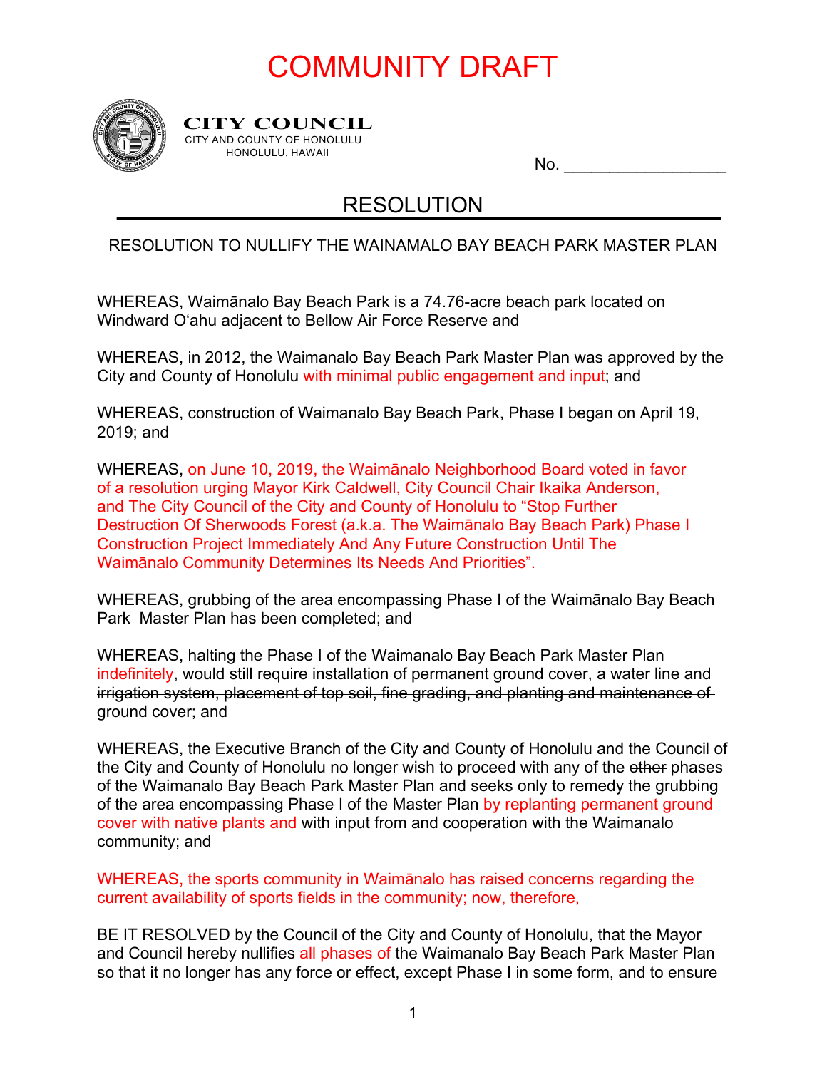# COMMUNITY DRAFT

**CITY COUNCIL**
CITY AND COUNTY OF HONOLULU
HONOLULU, HAWAII

No. ________________

## RESOLUTION

RESOLUTION TO NULLIFY THE WAINAMALO BAY BEACH PARK MASTER PLAN

WHEREAS, Waimānalo Bay Beach Park is a 74.76-acre beach park located on Windward Oʻahu adjacent to Bellow Air Force Reserve and

WHEREAS, in 2012, the Waimanalo Bay Beach Park Master Plan was approved by the City and County of Honolulu with minimal public engagement and input; and

WHEREAS, construction of Waimanalo Bay Beach Park, Phase I began on April 19, 2019; and

WHEREAS, on June 10, 2019, the Waimānalo Neighborhood Board voted in favor of a resolution urging Mayor Kirk Caldwell, City Council Chair Ikaika Anderson, and The City Council of the City and County of Honolulu to "Stop Further Destruction Of Sherwoods Forest (a.k.a. The Waimānalo Bay Beach Park) Phase I Construction Project Immediately And Any Future Construction Until The Waimānalo Community Determines Its Needs And Priorities".

WHEREAS, grubbing of the area encompassing Phase I of the Waimānalo Bay Beach Park Master Plan has been completed; and

WHEREAS, halting the Phase I of the Waimanalo Bay Beach Park Master Plan indefinitely, would ~~still~~ require installation of permanent ground cover, ~~a water line and irrigation system, placement of top soil, fine grading, and planting and maintenance of ground cover~~; and

WHEREAS, the Executive Branch of the City and County of Honolulu and the Council of the City and County of Honolulu no longer wish to proceed with any of the ~~other~~ phases of the Waimanalo Bay Beach Park Master Plan and seeks only to remedy the grubbing of the area encompassing Phase I of the Master Plan by replanting permanent ground cover with native plants and with input from and cooperation with the Waimanalo community; and

WHEREAS, the sports community in Waimānalo has raised concerns regarding the current availability of sports fields in the community; now, therefore,

BE IT RESOLVED by the Council of the City and County of Honolulu, that the Mayor and Council hereby nullifies all phases of the Waimanalo Bay Beach Park Master Plan so that it no longer has any force or effect, ~~except Phase I in some form~~, and to ensure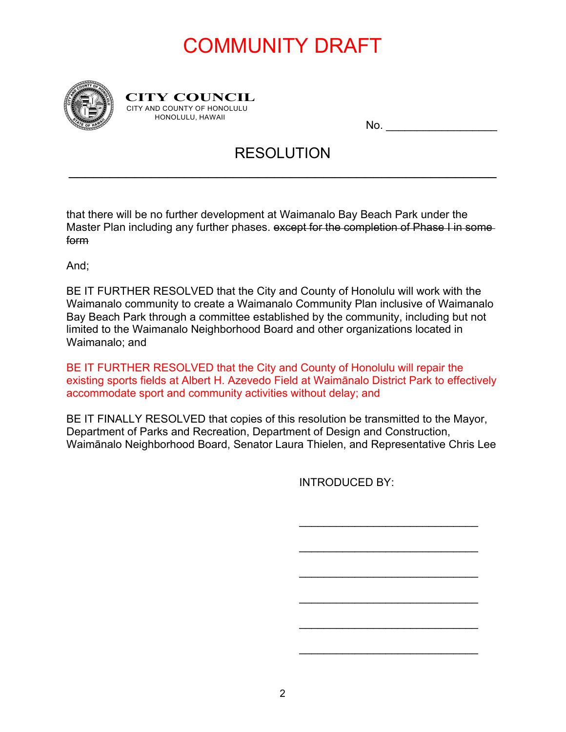# COMMUNITY DRAFT

**CITY COUNCIL**
CITY AND COUNTY OF HONOLULU
HONOLULU, HAWAII

No. ___________________

## RESOLUTION

---

that there will be no further development at Waimanalo Bay Beach Park under the Master Plan including any further phases. ~~except for the completion of Phase I in some form~~

And;

BE IT FURTHER RESOLVED that the City and County of Honolulu will work with the Waimanalo community to create a Waimanalo Community Plan inclusive of Waimanalo Bay Beach Park through a committee established by the community, including but not limited to the Waimanalo Neighborhood Board and other organizations located in Waimanalo; and

BE IT FURTHER RESOLVED that the City and County of Honolulu will repair the existing sports fields at Albert H. Azevedo Field at Waimānalo District Park to effectively accommodate sport and community activities without delay; and

BE IT FINALLY RESOLVED that copies of this resolution be transmitted to the Mayor, Department of Parks and Recreation, Department of Design and Construction, Waimānalo Neighborhood Board, Senator Laura Thielen, and Representative Chris Lee

INTRODUCED BY:

______________________________

______________________________

______________________________

______________________________

______________________________

______________________________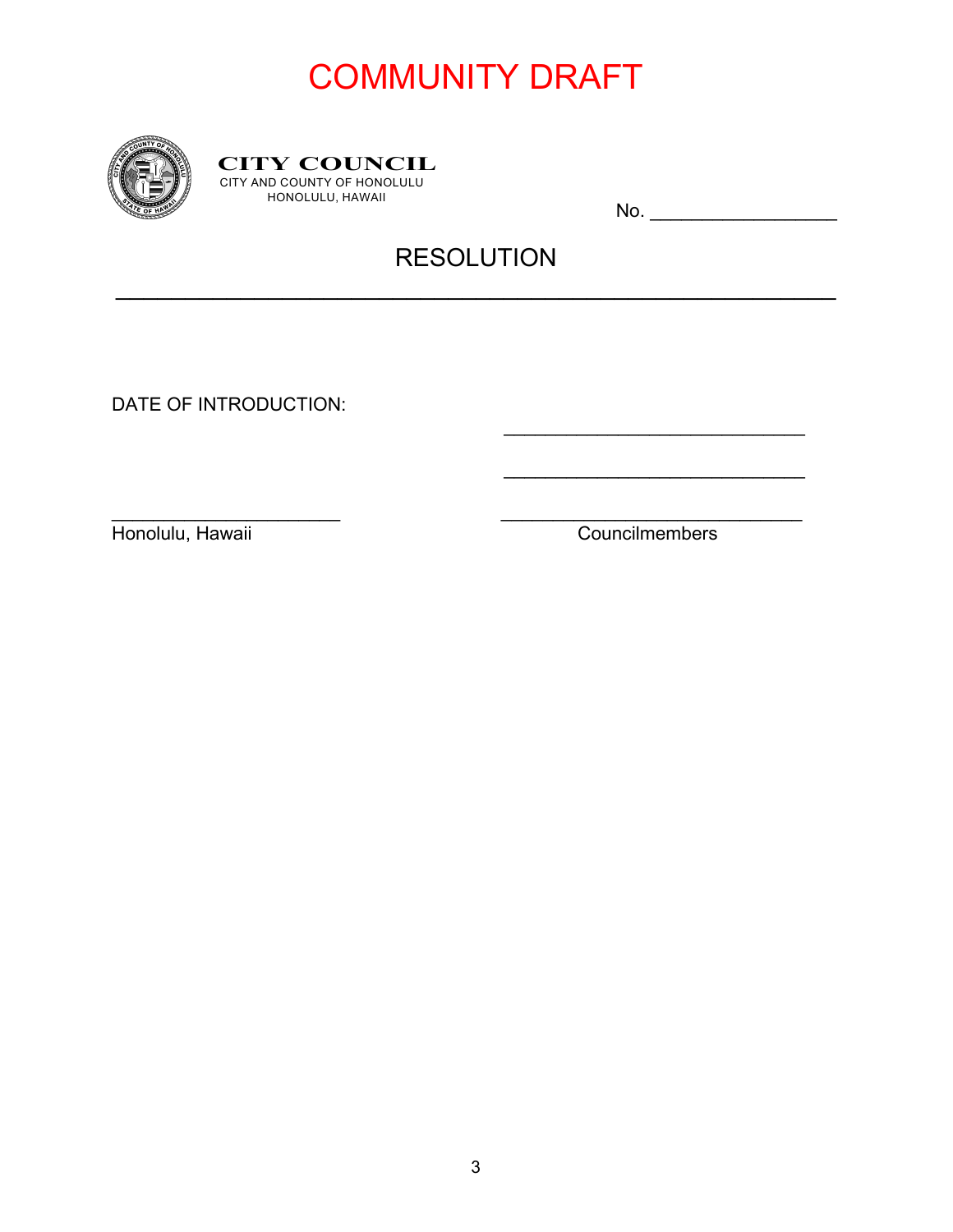COMMUNITY DRAFT

**CITY COUNCIL**
CITY AND COUNTY OF HONOLULU
HONOLULU, HAWAII

No. ________________

# RESOLUTION

DATE OF INTRODUCTION:

_____________________________

_____________________________

______________________ _____________________________
Honolulu, Hawaii Councilmembers